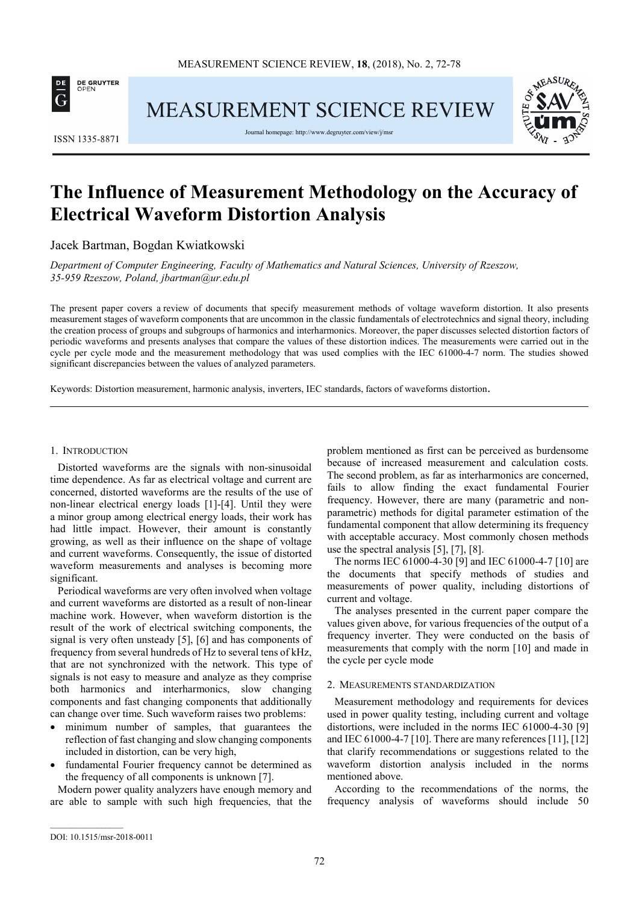# The Influence of Measurement Methodology on the Accuracy of Electrical Waveform Distortion Analysis

Jacek Bartman, Bogdan Kwiatkowski

*Department of Computer Engineering, Faculty of Mathematics and Natural Sciences, University of Rzeszow, 35-959 Rzeszow, Poland, jbartman@ur.edu.pl*

The present paper covers a review of documents that specify measurement methods of voltage waveform distortion. It also presents measurement stages of waveform components that are uncommon in the classic fundamentals of electrotechnics and signal theory, including the creation process of groups and subgroups of harmonics and interharmonics. Moreover, the paper discusses selected distortion factors of periodic waveforms and presents analyses that compare the values of these distortion indices. The measurements were carried out in the cycle per cycle mode and the measurement methodology that was used complies with the IEC 61000-4-7 norm. The studies showed significant discrepancies between the values of analyzed parameters.

Keywords: Distortion measurement, harmonic analysis, inverters, IEC standards, factors of waveforms distortion.

## 1. Introduction

Distorted waveforms are the signals with non-sinusoidal time dependence. As far as electrical voltage and current are concerned, distorted waveforms are the results of the use of non-linear electrical energy loads [1]-[4]. Until they were a minor group among electrical energy loads, their work has had little impact. However, their amount is constantly growing, as well as their influence on the shape of voltage and current waveforms. Consequently, the issue of distorted waveform measurements and analyses is becoming more significant.

Periodical waveforms are very often involved when voltage and current waveforms are distorted as a result of non-linear machine work. However, when waveform distortion is the result of the work of electrical switching components, the signal is very often unsteady [5], [6] and has components of frequency from several hundreds of Hz to several tens of kHz, that are not synchronized with the network. This type of signals is not easy to measure and analyze as they comprise both harmonics and interharmonics, slow changing components and fast changing components that additionally can change over time. Such waveform raises two problems:

- minimum number of samples, that guarantees the reflection of fast changing and slow changing components included in distortion, can be very high,
- fundamental Fourier frequency cannot be determined as the frequency of all components is unknown [7].

Modern power quality analyzers have enough memory and are able to sample with such high frequencies, that the problem mentioned as first can be perceived as burdensome because of increased measurement and calculation costs. The second problem, as far as interharmonics are concerned, fails to allow finding the exact fundamental Fourier frequency. However, there are many (parametric and non-parametric) methods for digital parameter estimation of the fundamental component that allow determining its frequency with acceptable accuracy. Most commonly chosen methods use the spectral analysis [5], [7], [8].

The norms IEC 61000-4-30 [9] and IEC 61000-4-7 [10] are the documents that specify methods of studies and measurements of power quality, including distortions of current and voltage.

The analyses presented in the current paper compare the values given above, for various frequencies of the output of a frequency inverter. They were conducted on the basis of measurements that comply with the norm [10] and made in the cycle per cycle mode

## 2. Measurements standardization

Measurement methodology and requirements for devices used in power quality testing, including current and voltage distortions, were included in the norms IEC 61000-4-30 [9] and IEC 61000-4-7 [10]. There are many references [11], [12] that clarify recommendations or suggestions related to the waveform distortion analysis included in the norms mentioned above.

According to the recommendations of the norms, the frequency analysis of waveforms should include 50

DOI: 10.1515/msr-2018-0011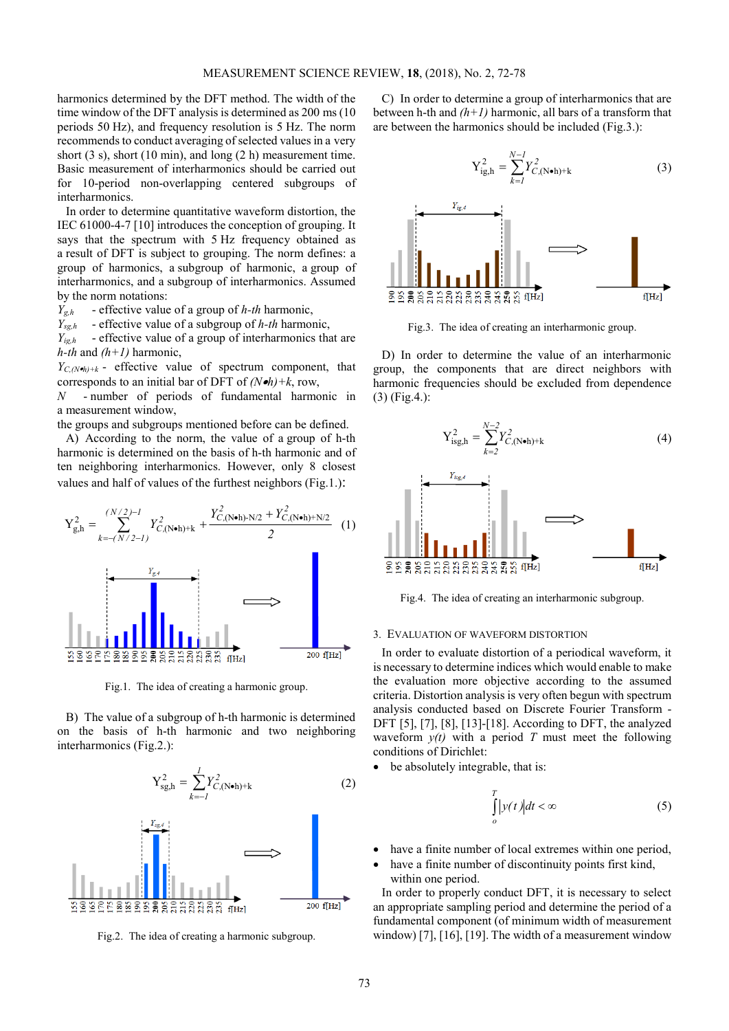harmonics determined by the DFT method. The width of the time window of the DFT analysis is determined as 200 ms (10 periods 50 Hz), and frequency resolution is 5 Hz. The norm recommends to conduct averaging of selected values in a very short (3 s), short (10 min), and long (2 h) measurement time. Basic measurement of interharmonics should be carried out for 10-period non-overlapping centered subgroups of interharmonics.

In order to determine quantitative waveform distortion, the IEC 61000-4-7 [10] introduces the conception of grouping. It says that the spectrum with 5 Hz frequency obtained as a result of DFT is subject to grouping. The norm defines: a group of harmonics, a subgroup of harmonic, a group of interharmonics, and a subgroup of interharmonics. Assumed by the norm notations:

$Y_{g,h}$ - effective value of a group of *h-th* harmonic,

$Y_{sg,h}$ - effective value of a subgroup of *h-th* harmonic,

$Y_{ig,h}$ - effective value of a group of interharmonics that are *h-th* and *(h+1)* harmonic,

$Y_{C,(N\bullet h)+k}$ - effective value of spectrum component, that corresponds to an initial bar of DFT of *(N•h)+k*, row,

$N$ - number of periods of fundamental harmonic in a measurement window,

the groups and subgroups mentioned before can be defined.

A) According to the norm, the value of a group of h-th harmonic is determined on the basis of h-th harmonic and of ten neighboring interharmonics. However, only 8 closest values and half of values of the furthest neighbors (Fig.1.):

$$Y_{g,h}^2 = \sum_{k=-(N/2-1)}^{(N/2)-1} Y_{C,(N\bullet h)+k}^2 + \frac{Y_{C,(N\bullet h)-N/2}^2 + Y_{C,(N\bullet h)+N/2}^2}{2} \tag{1}$$

Fig.1. The idea of creating a harmonic group.

B) The value of a subgroup of h-th harmonic is determined on the basis of h-th harmonic and two neighboring interharmonics (Fig.2.):

$$Y_{sg,h}^2 = \sum_{k=-1}^{1} Y_{C,(N\bullet h)+k}^2 \tag{2}$$

Fig.2. The idea of creating a harmonic subgroup.

C) In order to determine a group of interharmonics that are between h-th and *(h+1)* harmonic, all bars of a transform that are between the harmonics should be included (Fig.3.):

$$Y_{ig,h}^2 = \sum_{k=1}^{N-1} Y_{C,(N\bullet h)+k}^2 \tag{3}$$

Fig.3. The idea of creating an interharmonic group.

D) In order to determine the value of an interharmonic group, the components that are direct neighbors with harmonic frequencies should be excluded from dependence (3) (Fig.4.):

$$Y_{isg,h}^2 = \sum_{k=2}^{N-2} Y_{C,(N\bullet h)+k}^2 \tag{4}$$

Fig.4. The idea of creating an interharmonic subgroup.

## 3. Evaluation of waveform distortion

In order to evaluate distortion of a periodical waveform, it is necessary to determine indices which would enable to make the evaluation more objective according to the assumed criteria. Distortion analysis is very often begun with spectrum analysis conducted based on Discrete Fourier Transform - DFT [5], [7], [8], [13]-[18]. According to DFT, the analyzed waveform $y(t)$ with a period $T$ must meet the following conditions of Dirichlet:

- be absolutely integrable, that is:

$$\int_{o}^{T} |y(t)| dt < \infty \tag{5}$$

- have a finite number of local extremes within one period,
- have a finite number of discontinuity points first kind, within one period.

In order to properly conduct DFT, it is necessary to select an appropriate sampling period and determine the period of a fundamental component (of minimum width of measurement window) [7], [16], [19]. The width of a measurement window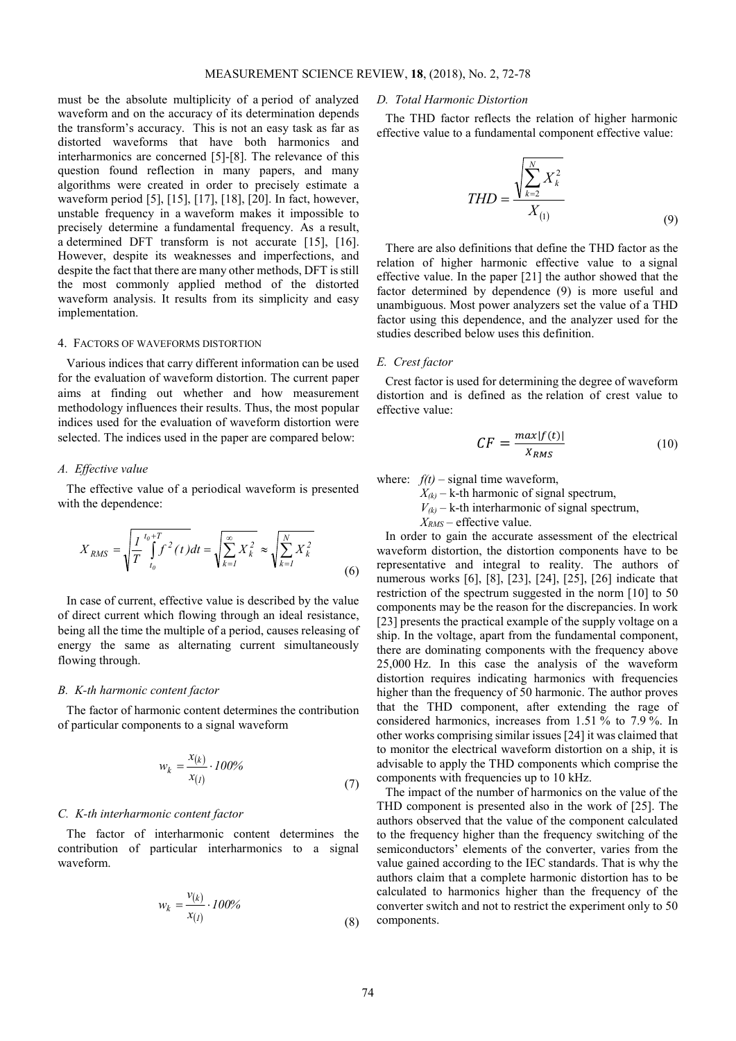must be the absolute multiplicity of a period of analyzed waveform and on the accuracy of its determination depends the transform's accuracy. This is not an easy task as far as distorted waveforms that have both harmonics and interharmonics are concerned [5]-[8]. The relevance of this question found reflection in many papers, and many algorithms were created in order to precisely estimate a waveform period [5], [15], [17], [18], [20]. In fact, however, unstable frequency in a waveform makes it impossible to precisely determine a fundamental frequency. As a result, a determined DFT transform is not accurate [15], [16]. However, despite its weaknesses and imperfections, and despite the fact that there are many other methods, DFT is still the most commonly applied method of the distorted waveform analysis. It results from its simplicity and easy implementation.

## 4. Factors of waveforms distortion

Various indices that carry different information can be used for the evaluation of waveform distortion. The current paper aims at finding out whether and how measurement methodology influences their results. Thus, the most popular indices used for the evaluation of waveform distortion were selected. The indices used in the paper are compared below:

### A. Effective value

The effective value of a periodical waveform is presented with the dependence:

$$X_{RMS} = \sqrt{\frac{1}{T}\int_{t_0}^{t_0+T} f^2(t)dt} = \sqrt{\sum_{k=1}^{\infty} X_k^2} \approx \sqrt{\sum_{k=1}^{N} X_k^2} \tag{6}$$

In case of current, effective value is described by the value of direct current which flowing through an ideal resistance, being all the time the multiple of a period, causes releasing of energy the same as alternating current simultaneously flowing through.

### B. K-th harmonic content factor

The factor of harmonic content determines the contribution of particular components to a signal waveform

$$w_k = \frac{x_{(k)}}{x_{(1)}} \cdot 100\% \tag{7}$$

### C. K-th interharmonic content factor

The factor of interharmonic content determines the contribution of particular interharmonics to a signal waveform.

$$w_k = \frac{v_{(k)}}{x_{(1)}} \cdot 100\% \tag{8}$$

### D. Total Harmonic Distortion

The THD factor reflects the relation of higher harmonic effective value to a fundamental component effective value:

$$THD = \frac{\sqrt{\sum_{k=2}^{N} X_k^2}}{X_{(1)}} \tag{9}$$

There are also definitions that define the THD factor as the relation of higher harmonic effective value to a signal effective value. In the paper [21] the author showed that the factor determined by dependence (9) is more useful and unambiguous. Most power analyzers set the value of a THD factor using this dependence, and the analyzer used for the studies described below uses this definition.

### E. Crest factor

Crest factor is used for determining the degree of waveform distortion and is defined as the relation of crest value to effective value:

$$CF = \frac{max|f(t)|}{X_{RMS}} \tag{10}$$

where: $f(t)$ – signal time waveform,
$X_{(k)}$ – k-th harmonic of signal spectrum,
$V_{(k)}$ – k-th interharmonic of signal spectrum,
$X_{RMS}$ – effective value.

In order to gain the accurate assessment of the electrical waveform distortion, the distortion components have to be representative and integral to reality. The authors of numerous works [6], [8], [23], [24], [25], [26] indicate that restriction of the spectrum suggested in the norm [10] to 50 components may be the reason for the discrepancies. In work [23] presents the practical example of the supply voltage on a ship. In the voltage, apart from the fundamental component, there are dominating components with the frequency above 25,000 Hz. In this case the analysis of the waveform distortion requires indicating harmonics with frequencies higher than the frequency of 50 harmonic. The author proves that the THD component, after extending the rage of considered harmonics, increases from 1.51 % to 7.9 %. In other works comprising similar issues [24] it was claimed that to monitor the electrical waveform distortion on a ship, it is advisable to apply the THD components which comprise the components with frequencies up to 10 kHz.

The impact of the number of harmonics on the value of the THD component is presented also in the work of [25]. The authors observed that the value of the component calculated to the frequency higher than the frequency switching of the semiconductors' elements of the converter, varies from the value gained according to the IEC standards. That is why the authors claim that a complete harmonic distortion has to be calculated to harmonics higher than the frequency of the converter switch and not to restrict the experiment only to 50 components.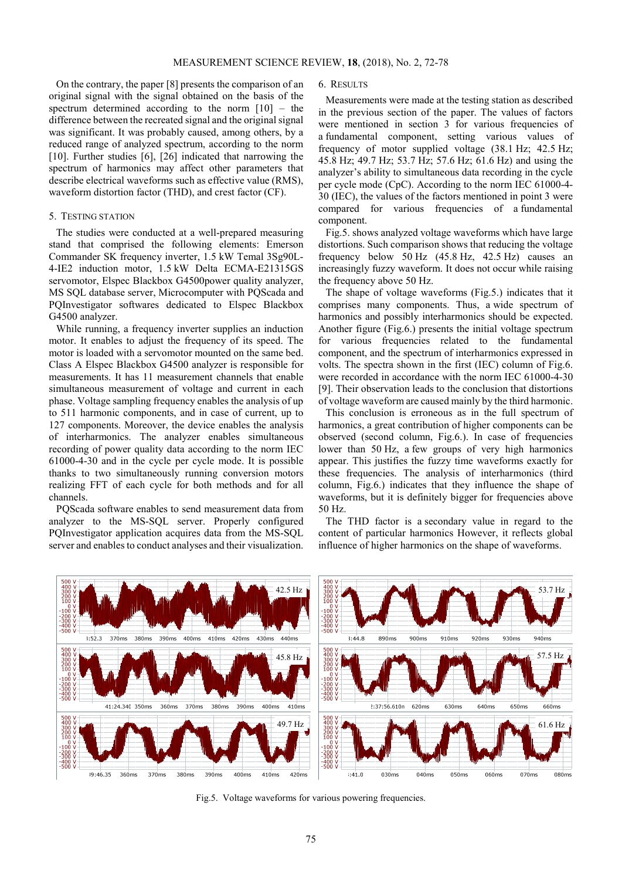On the contrary, the paper [8] presents the comparison of an original signal with the signal obtained on the basis of the spectrum determined according to the norm [10] – the difference between the recreated signal and the original signal was significant. It was probably caused, among others, by a reduced range of analyzed spectrum, according to the norm [10]. Further studies [6], [26] indicated that narrowing the spectrum of harmonics may affect other parameters that describe electrical waveforms such as effective value (RMS), waveform distortion factor (THD), and crest factor (CF).

## 5. Testing station

The studies were conducted at a well-prepared measuring stand that comprised the following elements: Emerson Commander SK frequency inverter, 1.5 kW Temal 3Sg90L-4-IE2 induction motor, 1.5 kW Delta ECMA-E21315GS servomotor, Elspec Blackbox G4500power quality analyzer, MS SQL database server, Microcomputer with PQScada and PQInvestigator softwares dedicated to Elspec Blackbox G4500 analyzer.

While running, a frequency inverter supplies an induction motor. It enables to adjust the frequency of its speed. The motor is loaded with a servomotor mounted on the same bed. Class A Elspec Blackbox G4500 analyzer is responsible for measurements. It has 11 measurement channels that enable simultaneous measurement of voltage and current in each phase. Voltage sampling frequency enables the analysis of up to 511 harmonic components, and in case of current, up to 127 components. Moreover, the device enables the analysis of interharmonics. The analyzer enables simultaneous recording of power quality data according to the norm IEC 61000-4-30 and in the cycle per cycle mode. It is possible thanks to two simultaneously running conversion motors realizing FFT of each cycle for both methods and for all channels.

PQScada software enables to send measurement data from analyzer to the MS-SQL server. Properly configured PQInvestigator application acquires data from the MS-SQL server and enables to conduct analyses and their visualization.

## 6. Results

Measurements were made at the testing station as described in the previous section of the paper. The values of factors were mentioned in section 3 for various frequencies of a fundamental component, setting various values of frequency of motor supplied voltage (38.1 Hz; 42.5 Hz; 45.8 Hz; 49.7 Hz; 53.7 Hz; 57.6 Hz; 61.6 Hz) and using the analyzer's ability to simultaneous data recording in the cycle per cycle mode (CpC). According to the norm IEC 61000-4-30 (IEC), the values of the factors mentioned in point 3 were compared for various frequencies of a fundamental component.

Fig.5. shows analyzed voltage waveforms which have large distortions. Such comparison shows that reducing the voltage frequency below 50 Hz (45.8 Hz, 42.5 Hz) causes an increasingly fuzzy waveform. It does not occur while raising the frequency above 50 Hz.

The shape of voltage waveforms (Fig.5.) indicates that it comprises many components. Thus, a wide spectrum of harmonics and possibly interharmonics should be expected. Another figure (Fig.6.) presents the initial voltage spectrum for various frequencies related to the fundamental component, and the spectrum of interharmonics expressed in volts. The spectra shown in the first (IEC) column of Fig.6. were recorded in accordance with the norm IEC 61000-4-30 [9]. Their observation leads to the conclusion that distortions of voltage waveform are caused mainly by the third harmonic.

This conclusion is erroneous as in the full spectrum of harmonics, a great contribution of higher components can be observed (second column, Fig.6.). In case of frequencies lower than 50 Hz, a few groups of very high harmonics appear. This justifies the fuzzy time waveforms exactly for these frequencies. The analysis of interharmonics (third column, Fig.6.) indicates that they influence the shape of waveforms, but it is definitely bigger for frequencies above 50 Hz.

The THD factor is a secondary value in regard to the content of particular harmonics However, it reflects global influence of higher harmonics on the shape of waveforms.

Fig.5. Voltage waveforms for various powering frequencies.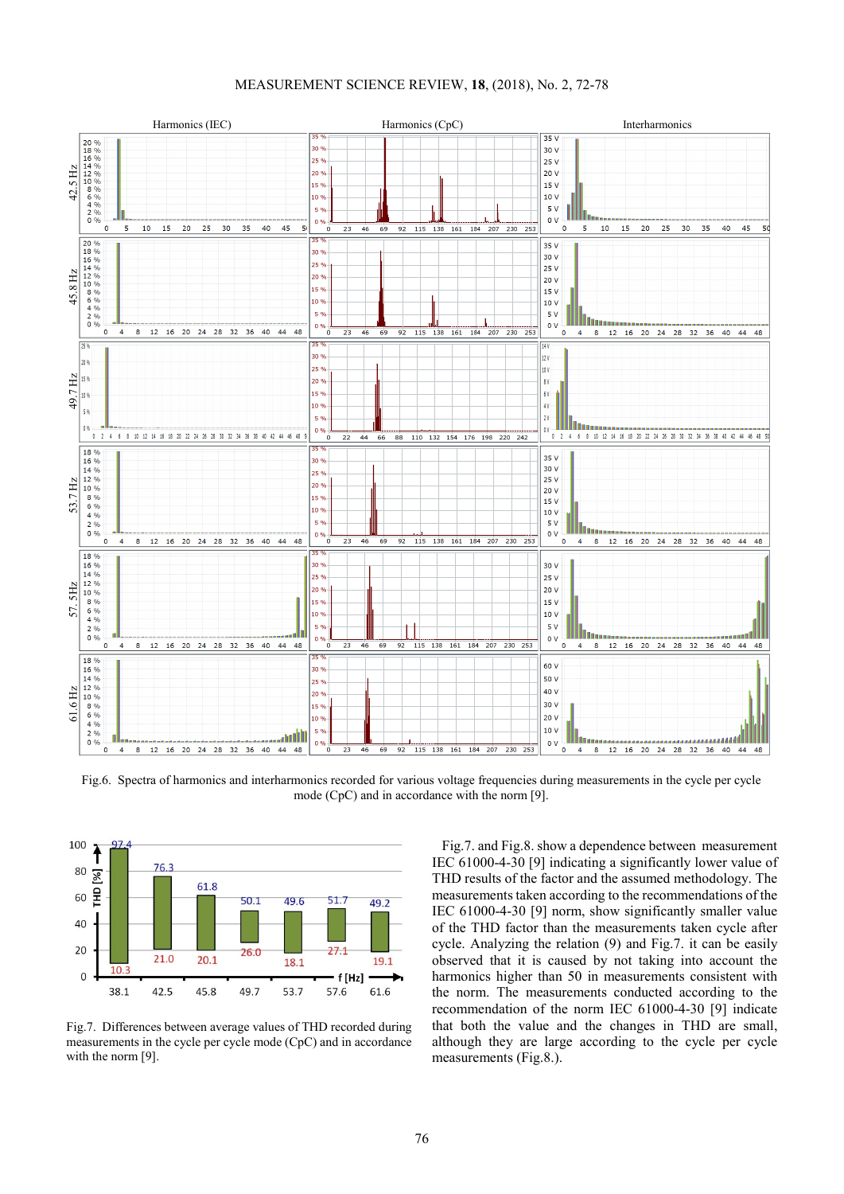Fig.6. Spectra of harmonics and interharmonics recorded for various voltage frequencies during measurements in the cycle per cycle mode (CpC) and in accordance with the norm [9].

Fig.7. Differences between average values of THD recorded during measurements in the cycle per cycle mode (CpC) and in accordance with the norm [9].

Fig.7. and Fig.8. show a dependence between measurement IEC 61000-4-30 [9] indicating a significantly lower value of THD results of the factor and the assumed methodology. The measurements taken according to the recommendations of the IEC 61000-4-30 [9] norm, show significantly smaller value of the THD factor than the measurements taken cycle after cycle. Analyzing the relation (9) and Fig.7. it can be easily observed that it is caused by not taking into account the harmonics higher than 50 in measurements consistent with the norm. The measurements conducted according to the recommendation of the norm IEC 61000-4-30 [9] indicate that both the value and the changes in THD are small, although they are large according to the cycle per cycle measurements (Fig.8.).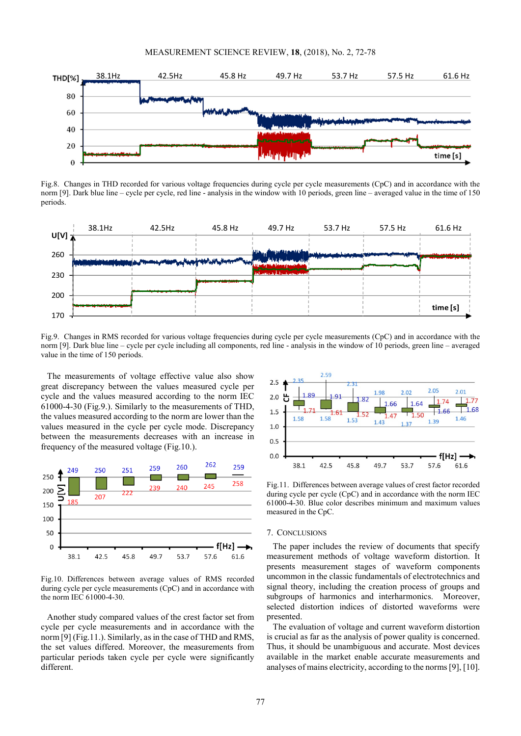Fig.8. Changes in THD recorded for various voltage frequencies during cycle per cycle measurements (CpC) and in accordance with the norm [9]. Dark blue line – cycle per cycle, red line - analysis in the window with 10 periods, green line – averaged value in the time of 150 periods.

Fig.9. Changes in RMS recorded for various voltage frequencies during cycle per cycle measurements (CpC) and in accordance with the norm [9]. Dark blue line – cycle per cycle including all components, red line - analysis in the window of 10 periods, green line – averaged value in the time of 150 periods.

The measurements of voltage effective value also show great discrepancy between the values measured cycle per cycle and the values measured according to the norm IEC 61000-4-30 (Fig.9.). Similarly to the measurements of THD, the values measured according to the norm are lower than the values measured in the cycle per cycle mode. Discrepancy between the measurements decreases with an increase in frequency of the measured voltage (Fig.10.).

Fig.10. Differences between average values of RMS recorded during cycle per cycle measurements (CpC) and in accordance with the norm IEC 61000-4-30.

Another study compared values of the crest factor set from cycle per cycle measurements and in accordance with the norm [9] (Fig.11.). Similarly, as in the case of THD and RMS, the set values differed. Moreover, the measurements from particular periods taken cycle per cycle were significantly different.

Fig.11. Differences between average values of crest factor recorded during cycle per cycle (CpC) and in accordance with the norm IEC 61000-4-30. Blue color describes minimum and maximum values measured in the CpC.

## 7. Conclusions

The paper includes the review of documents that specify measurement methods of voltage waveform distortion. It presents measurement stages of waveform components uncommon in the classic fundamentals of electrotechnics and signal theory, including the creation process of groups and subgroups of harmonics and interharmonics. Moreover, selected distortion indices of distorted waveforms were presented.

The evaluation of voltage and current waveform distortion is crucial as far as the analysis of power quality is concerned. Thus, it should be unambiguous and accurate. Most devices available in the market enable accurate measurements and analyses of mains electricity, according to the norms [9], [10].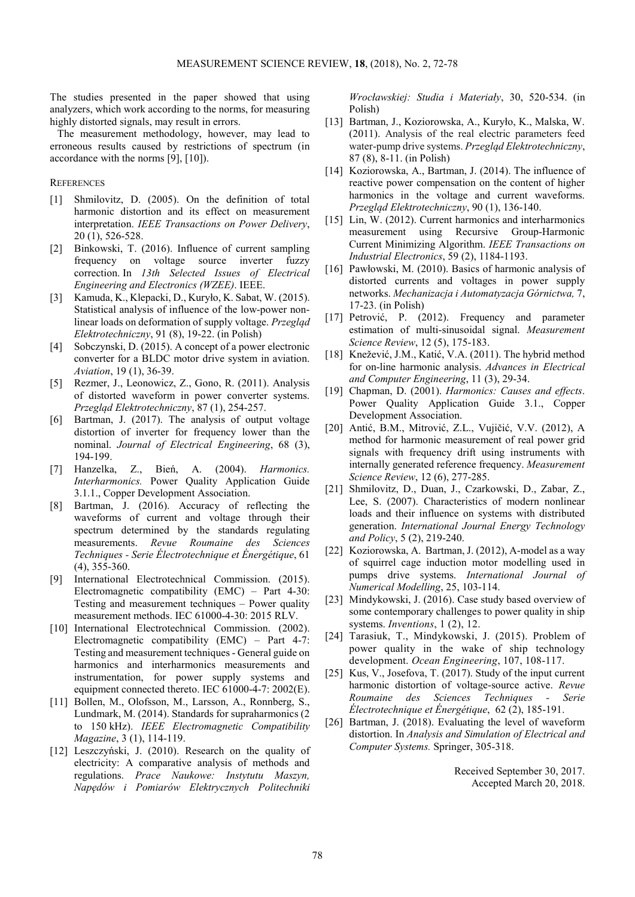The studies presented in the paper showed that using analyzers, which work according to the norms, for measuring highly distorted signals, may result in errors.

The measurement methodology, however, may lead to erroneous results caused by restrictions of spectrum (in accordance with the norms [9], [10]).

## References

- [1] Shmilovitz, D. (2005). On the definition of total harmonic distortion and its effect on measurement interpretation. *IEEE Transactions on Power Delivery*, 20 (1), 526-528.
- [2] Binkowski, T. (2016). Influence of current sampling frequency on voltage source inverter fuzzy correction. In *13th Selected Issues of Electrical Engineering and Electronics (WZEE)*. IEEE.
- [3] Kamuda, K., Klepacki, D., Kuryło, K. Sabat, W. (2015). Statistical analysis of influence of the low-power non-linear loads on deformation of supply voltage. *Przegląd Elektrotechniczny*, 91 (8), 19-22. (in Polish)
- [4] Sobczynski, D. (2015). A concept of a power electronic converter for a BLDC motor drive system in aviation. *Aviation*, 19 (1), 36-39.
- [5] Rezmer, J., Leonowicz, Z., Gono, R. (2011). Analysis of distorted waveform in power converter systems. *Przegląd Elektrotechniczny*, 87 (1), 254-257.
- [6] Bartman, J. (2017). The analysis of output voltage distortion of inverter for frequency lower than the nominal. *Journal of Electrical Engineering*, 68 (3), 194-199.
- [7] Hanzelka, Z., Bień, A. (2004). *Harmonics. Interharmonics.* Power Quality Application Guide 3.1.1., Copper Development Association.
- [8] Bartman, J. (2016). Accuracy of reflecting the waveforms of current and voltage through their spectrum determined by the standards regulating measurements. *Revue Roumaine des Sciences Techniques - Serie Électrotechnique et Énergétique*, 61 (4), 355-360.
- [9] International Electrotechnical Commission. (2015). Electromagnetic compatibility (EMC) – Part 4-30: Testing and measurement techniques – Power quality measurement methods. IEC 61000-4-30: 2015 RLV.
- [10] International Electrotechnical Commission. (2002). Electromagnetic compatibility (EMC) – Part 4-7: Testing and measurement techniques - General guide on harmonics and interharmonics measurements and instrumentation, for power supply systems and equipment connected thereto. IEC 61000-4-7: 2002(E).
- [11] Bollen, M., Olofsson, M., Larsson, A., Ronnberg, S., Lundmark, M. (2014). Standards for supraharmonics (2 to 150 kHz). *IEEE Electromagnetic Compatibility Magazine*, 3 (1), 114-119.
- [12] Leszczyński, J. (2010). Research on the quality of electricity: A comparative analysis of methods and regulations. *Prace Naukowe: Instytutu Maszyn, Napędów i Pomiarów Elektrycznych Politechniki Wrocławskiej: Studia i Materiały*, 30, 520-534. (in Polish)
- [13] Bartman, J., Koziorowska, A., Kuryło, K., Malska, W. (2011). Analysis of the real electric parameters feed water-pump drive systems. *Przegląd Elektrotechniczny*, 87 (8), 8-11. (in Polish)
- [14] Koziorowska, A., Bartman, J. (2014). The influence of reactive power compensation on the content of higher harmonics in the voltage and current waveforms. *Przegląd Elektrotechniczny*, 90 (1), 136-140.
- [15] Lin, W. (2012). Current harmonics and interharmonics measurement using Recursive Group-Harmonic Current Minimizing Algorithm. *IEEE Transactions on Industrial Electronics*, 59 (2), 1184-1193.
- [16] Pawłowski, M. (2010). Basics of harmonic analysis of distorted currents and voltages in power supply networks. *Mechanizacja i Automatyzacja Górnictwa,* 7, 17-23. (in Polish)
- [17] Petrović, P. (2012). Frequency and parameter estimation of multi-sinusoidal signal. *Measurement Science Review*, 12 (5), 175-183.
- [18] Knežević, J.M., Katić, V.A. (2011). The hybrid method for on-line harmonic analysis. *Advances in Electrical and Computer Engineering*, 11 (3), 29-34.
- [19] Chapman, D. (2001). *Harmonics: Causes and effects*. Power Quality Application Guide 3.1., Copper Development Association.
- [20] Antić, B.M., Mitrović, Z.L., Vujičić, V.V. (2012), A method for harmonic measurement of real power grid signals with frequency drift using instruments with internally generated reference frequency. *Measurement Science Review*, 12 (6), 277-285.
- [21] Shmilovitz, D., Duan, J., Czarkowski, D., Zabar, Z., Lee, S. (2007). Characteristics of modern nonlinear loads and their influence on systems with distributed generation. *International Journal Energy Technology and Policy*, 5 (2), 219-240.
- [22] Koziorowska, A. Bartman, J. (2012), A-model as a way of squirrel cage induction motor modelling used in pumps drive systems. *International Journal of Numerical Modelling*, 25, 103-114.
- [23] Mindykowski, J. (2016). Case study based overview of some contemporary challenges to power quality in ship systems. *Inventions*, 1 (2), 12.
- [24] Tarasiuk, T., Mindykowski, J. (2015). Problem of power quality in the wake of ship technology development. *Ocean Engineering*, 107, 108-117.
- [25] Kus, V., Josefova, T. (2017). Study of the input current harmonic distortion of voltage-source active. *Revue Roumaine des Sciences Techniques - Serie Électrotechnique et Énergétique*, 62 (2), 185-191.
- [26] Bartman, J. (2018). Evaluating the level of waveform distortion. In *Analysis and Simulation of Electrical and Computer Systems.* Springer, 305-318.

Received September 30, 2017.
Accepted March 20, 2018.